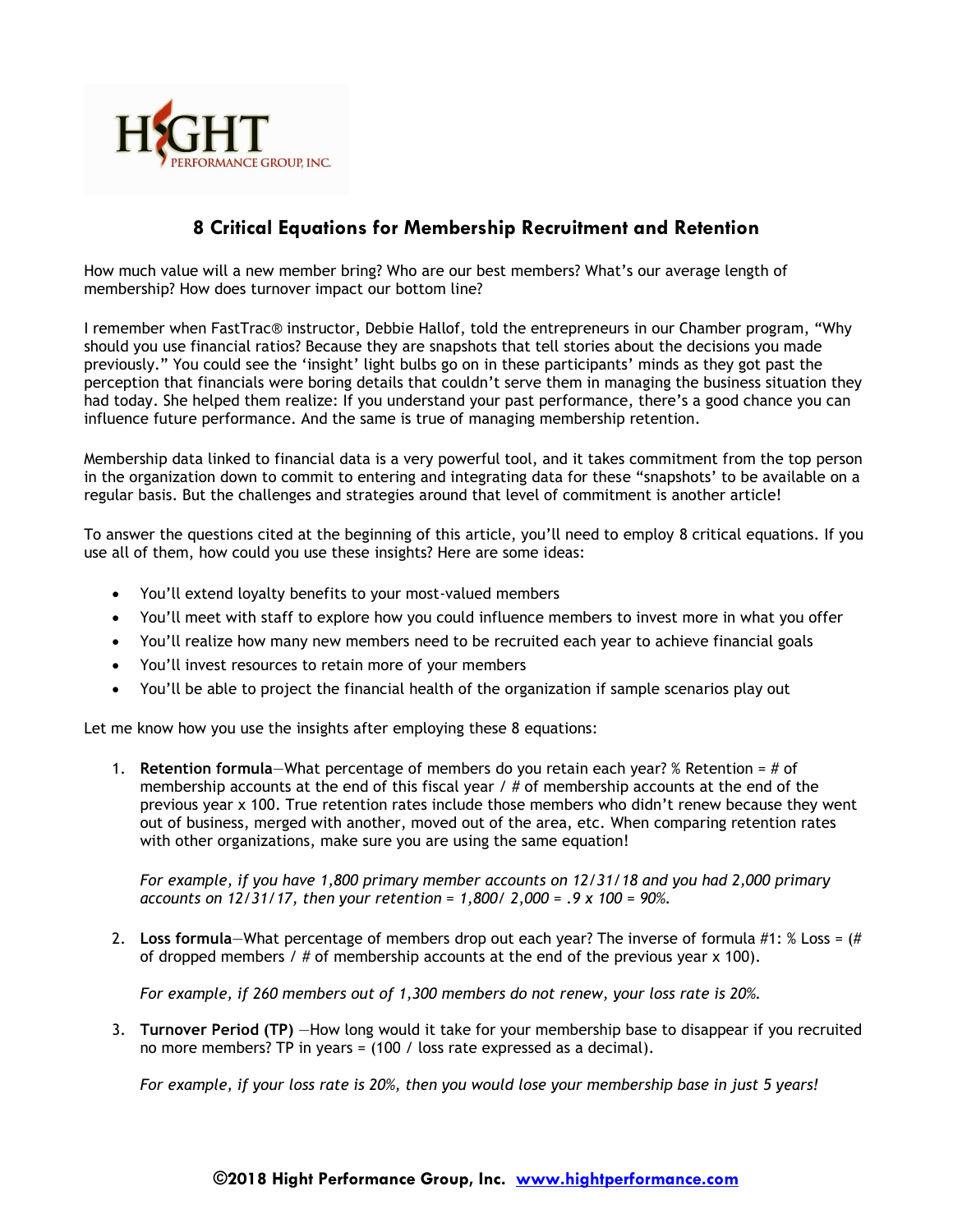# 8 Critical Equations for Membership Recruitment and Retention

How much value will a new member bring? Who are our best members? What's our average length of membership? How does turnover impact our bottom line?

I remember when FastTrac® instructor, Debbie Hallof, told the entrepreneurs in our Chamber program, "Why should you use financial ratios? Because they are snapshots that tell stories about the decisions you made previously." You could see the 'insight' light bulbs go on in these participants' minds as they got past the perception that financials were boring details that couldn't serve them in managing the business situation they had today. She helped them realize: If you understand your past performance, there's a good chance you can influence future performance. And the same is true of managing membership retention.

Membership data linked to financial data is a very powerful tool, and it takes commitment from the top person in the organization down to commit to entering and integrating data for these "snapshots" to be available on a regular basis. But the challenges and strategies around that level of commitment is another article!

To answer the questions cited at the beginning of this article, you'll need to employ 8 critical equations. If you use all of them, how could you use these insights? Here are some ideas:

- You'll extend loyalty benefits to your most-valued members
- You'll meet with staff to explore how you could influence members to invest more in what you offer
- You'll realize how many new members need to be recruited each year to achieve financial goals
- You'll invest resources to retain more of your members
- You'll be able to project the financial health of the organization if sample scenarios play out

Let me know how you use the insights after employing these 8 equations:

1. **Retention formula**—What percentage of members do you retain each year? % Retention = # of membership accounts at the end of this fiscal year / # of membership accounts at the end of the previous year x 100. True retention rates include those members who didn't renew because they went out of business, merged with another, moved out of the area, etc. When comparing retention rates with other organizations, make sure you are using the same equation!

   *For example, if you have 1,800 primary member accounts on 12/31/18 and you had 2,000 primary accounts on 12/31/17, then your retention = 1,800/ 2,000 = .9 x 100 = 90%.*

2. **Loss formula**—What percentage of members drop out each year? The inverse of formula #1: % Loss = (# of dropped members / # of membership accounts at the end of the previous year x 100).

   *For example, if 260 members out of 1,300 members do not renew, your loss rate is 20%.*

3. **Turnover Period (TP)** —How long would it take for your membership base to disappear if you recruited no more members? TP in years = (100 / loss rate expressed as a decimal).

   *For example, if your loss rate is 20%, then you would lose your membership base in just 5 years!*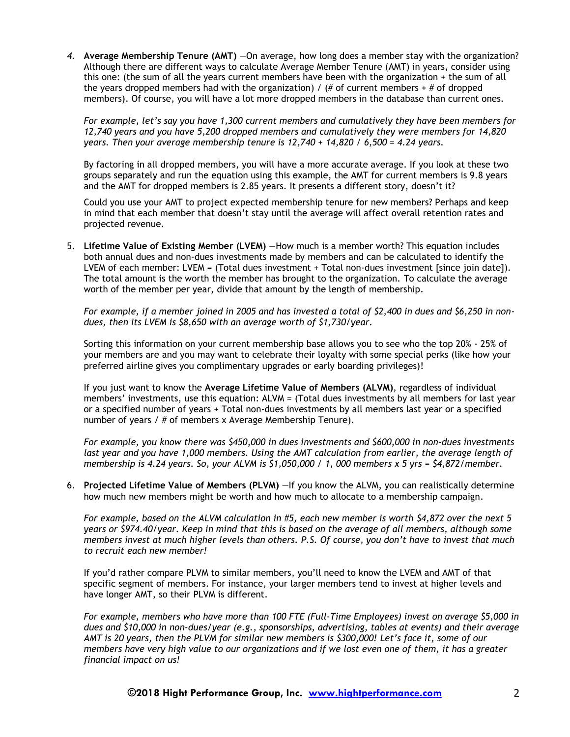4. **Average Membership Tenure (AMT)** —On average, how long does a member stay with the organization? Although there are different ways to calculate Average Member Tenure (AMT) in years, consider using this one: (the sum of all the years current members have been with the organization + the sum of all the years dropped members had with the organization) / (# of current members + # of dropped members). Of course, you will have a lot more dropped members in the database than current ones.

   *For example, let's say you have 1,300 current members and cumulatively they have been members for 12,740 years and you have 5,200 dropped members and cumulatively they were members for 14,820 years. Then your average membership tenure is 12,740 + 14,820 / 6,500 = 4.24 years.*

   By factoring in all dropped members, you will have a more accurate average. If you look at these two groups separately and run the equation using this example, the AMT for current members is 9.8 years and the AMT for dropped members is 2.85 years. It presents a different story, doesn't it?

   Could you use your AMT to project expected membership tenure for new members? Perhaps and keep in mind that each member that doesn't stay until the average will affect overall retention rates and projected revenue.

5. **Lifetime Value of Existing Member (LVEM)** —How much is a member worth? This equation includes both annual dues and non-dues investments made by members and can be calculated to identify the LVEM of each member: LVEM = (Total dues investment + Total non-dues investment [since join date]). The total amount is the worth the member has brought to the organization. To calculate the average worth of the member per year, divide that amount by the length of membership.

   *For example, if a member joined in 2005 and has invested a total of $2,400 in dues and $6,250 in non-dues, then its LVEM is $8,650 with an average worth of $1,730/year.*

   Sorting this information on your current membership base allows you to see who the top 20% - 25% of your members are and you may want to celebrate their loyalty with some special perks (like how your preferred airline gives you complimentary upgrades or early boarding privileges)!

   If you just want to know the **Average Lifetime Value of Members (ALVM)**, regardless of individual members' investments, use this equation: ALVM = (Total dues investments by all members for last year or a specified number of years + Total non-dues investments by all members last year or a specified number of years / # of members x Average Membership Tenure).

   *For example, you know there was $450,000 in dues investments and $600,000 in non-dues investments last year and you have 1,000 members. Using the AMT calculation from earlier, the average length of membership is 4.24 years. So, your ALVM is $1,050,000 / 1, 000 members x 5 yrs = $4,872/member.*

6. **Projected Lifetime Value of Members (PLVM)** —If you know the ALVM, you can realistically determine how much new members might be worth and how much to allocate to a membership campaign.

   *For example, based on the ALVM calculation in #5, each new member is worth $4,872 over the next 5 years or $974.40/year. Keep in mind that this is based on the average of all members, although some members invest at much higher levels than others. P.S. Of course, you don't have to invest that much to recruit each new member!*

   If you'd rather compare PLVM to similar members, you'll need to know the LVEM and AMT of that specific segment of members. For instance, your larger members tend to invest at higher levels and have longer AMT, so their PLVM is different.

   *For example, members who have more than 100 FTE (Full-Time Employees) invest on average $5,000 in dues and $10,000 in non-dues/year (e.g., sponsorships, advertising, tables at events) and their average AMT is 20 years, then the PLVM for similar new members is $300,000! Let's face it, some of our members have very high value to our organizations and if we lost even one of them, it has a greater financial impact on us!*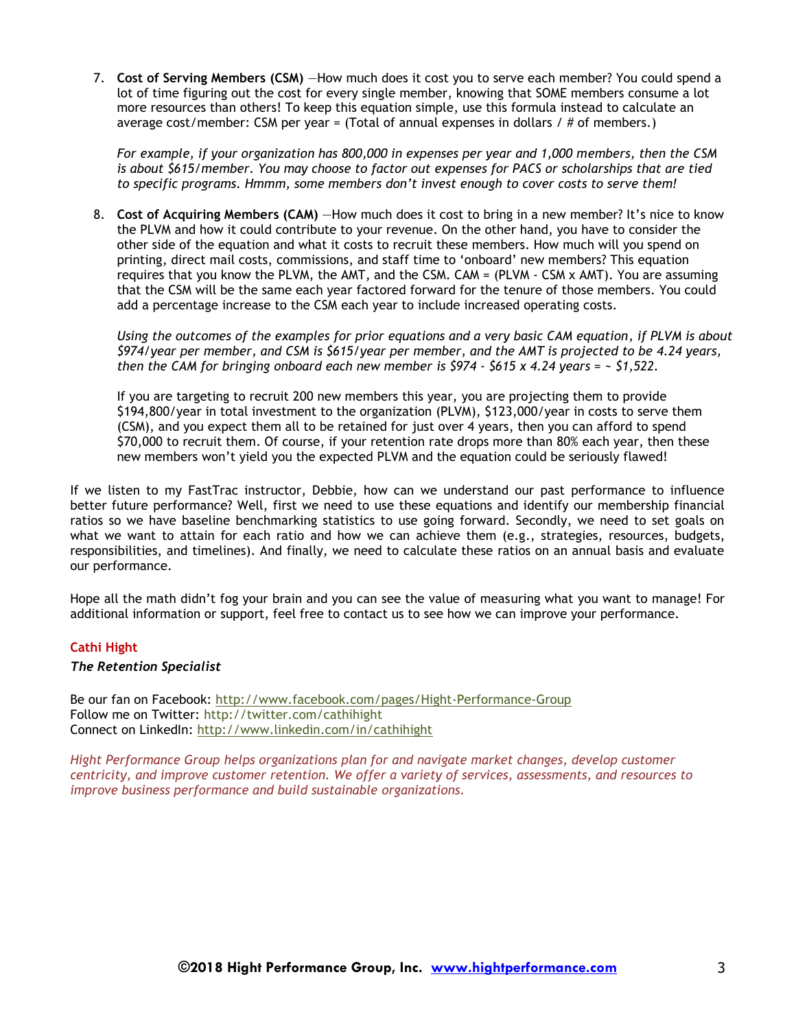7. **Cost of Serving Members (CSM)** —How much does it cost you to serve each member? You could spend a lot of time figuring out the cost for every single member, knowing that SOME members consume a lot more resources than others! To keep this equation simple, use this formula instead to calculate an average cost/member: CSM per year = (Total of annual expenses in dollars / # of members.)

   *For example, if your organization has 800,000 in expenses per year and 1,000 members, then the CSM is about $615/member. You may choose to factor out expenses for PACS or scholarships that are tied to specific programs. Hmmm, some members don't invest enough to cover costs to serve them!*

8. **Cost of Acquiring Members (CAM)** —How much does it cost to bring in a new member? It's nice to know the PLVM and how it could contribute to your revenue. On the other hand, you have to consider the other side of the equation and what it costs to recruit these members. How much will you spend on printing, direct mail costs, commissions, and staff time to 'onboard' new members? This equation requires that you know the PLVM, the AMT, and the CSM. CAM = (PLVM - CSM x AMT). You are assuming that the CSM will be the same each year factored forward for the tenure of those members. You could add a percentage increase to the CSM each year to include increased operating costs.

   *Using the outcomes of the examples for prior equations and a very basic CAM equation, if PLVM is about $974/year per member, and CSM is $615/year per member, and the AMT is projected to be 4.24 years, then the CAM for bringing onboard each new member is $974 - $615 x 4.24 years = ~ $1,522.*

   If you are targeting to recruit 200 new members this year, you are projecting them to provide $194,800/year in total investment to the organization (PLVM), $123,000/year in costs to serve them (CSM), and you expect them all to be retained for just over 4 years, then you can afford to spend $70,000 to recruit them. Of course, if your retention rate drops more than 80% each year, then these new members won't yield you the expected PLVM and the equation could be seriously flawed!

If we listen to my FastTrac instructor, Debbie, how can we understand our past performance to influence better future performance? Well, first we need to use these equations and identify our membership financial ratios so we have baseline benchmarking statistics to use going forward. Secondly, we need to set goals on what we want to attain for each ratio and how we can achieve them (e.g., strategies, resources, budgets, responsibilities, and timelines). And finally, we need to calculate these ratios on an annual basis and evaluate our performance.

Hope all the math didn't fog your brain and you can see the value of measuring what you want to manage! For additional information or support, feel free to contact us to see how we can improve your performance.

**Cathi Hight**

***The Retention Specialist***

Be our fan on Facebook: http://www.facebook.com/pages/Hight-Performance-Group
Follow me on Twitter: http://twitter.com/cathihight
Connect on LinkedIn: http://www.linkedin.com/in/cathihight

*Hight Performance Group helps organizations plan for and navigate market changes, develop customer centricity, and improve customer retention. We offer a variety of services, assessments, and resources to improve business performance and build sustainable organizations.*

**©2018 Hight Performance Group, Inc. www.hightperformance.com**